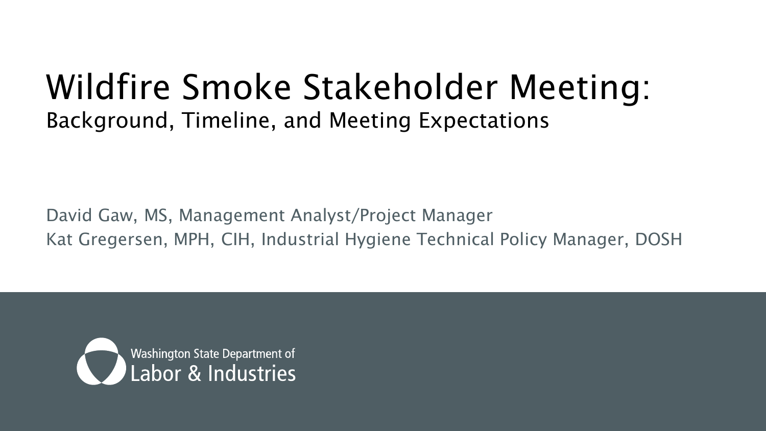# Wildfire Smoke Stakeholder Meeting:

## Background, Timeline, and Meeting Expectations

David Gaw, MS, Management Analyst/Project Manager

Kat Gregersen, MPH, CIH, Industrial Hygiene Technical Policy Manager, DOSH

Washington State Department of
Labor & Industries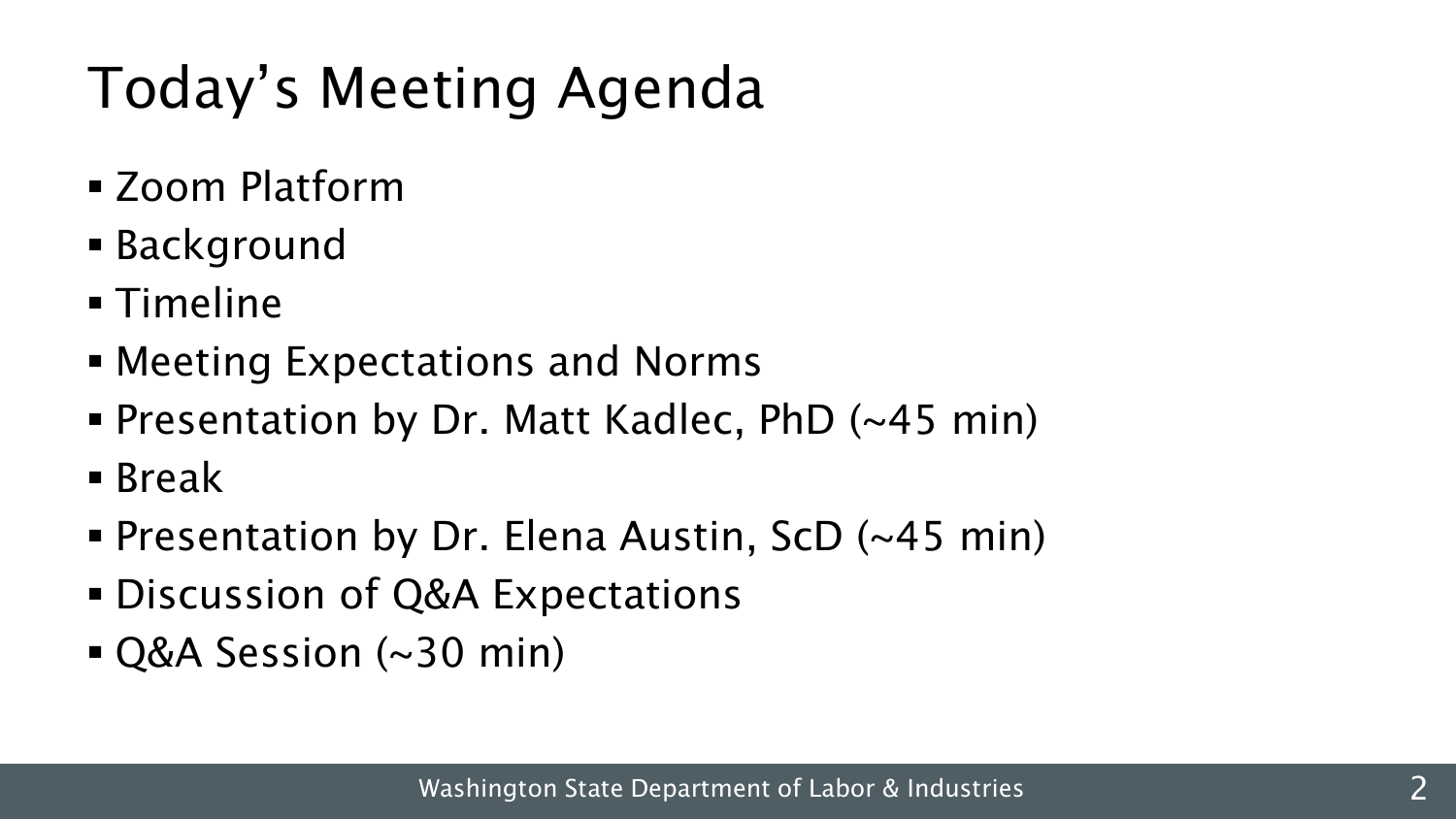# Today's Meeting Agenda

- Zoom Platform
- Background
- Timeline
- Meeting Expectations and Norms
- Presentation by Dr. Matt Kadlec, PhD (~45 min)
- Break
- Presentation by Dr. Elena Austin, ScD (~45 min)
- Discussion of Q&A Expectations
- Q&A Session (~30 min)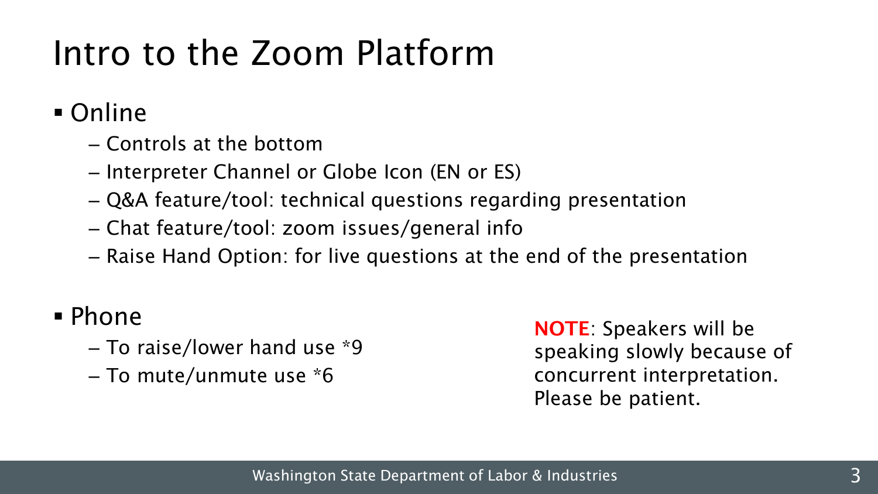# Intro to the Zoom Platform

- Online
  - Controls at the bottom
  - Interpreter Channel or Globe Icon (EN or ES)
  - Q&A feature/tool: technical questions regarding presentation
  - Chat feature/tool: zoom issues/general info
  - Raise Hand Option: for live questions at the end of the presentation

- Phone
  - To raise/lower hand use *9
  - To mute/unmute use *6

**NOTE**: Speakers will be speaking slowly because of concurrent interpretation. Please be patient.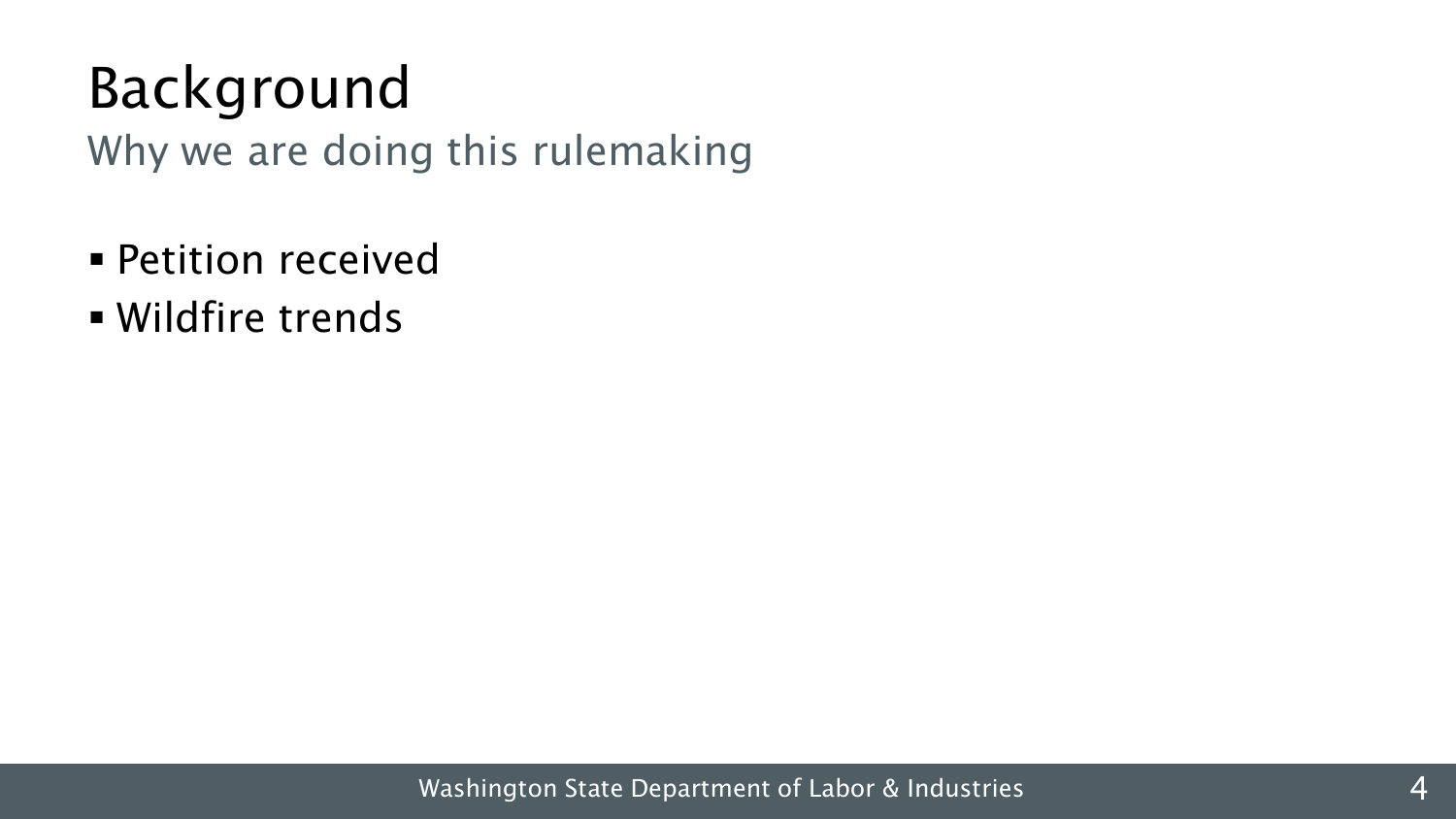# Background

Why we are doing this rulemaking

- Petition received
- Wildfire trends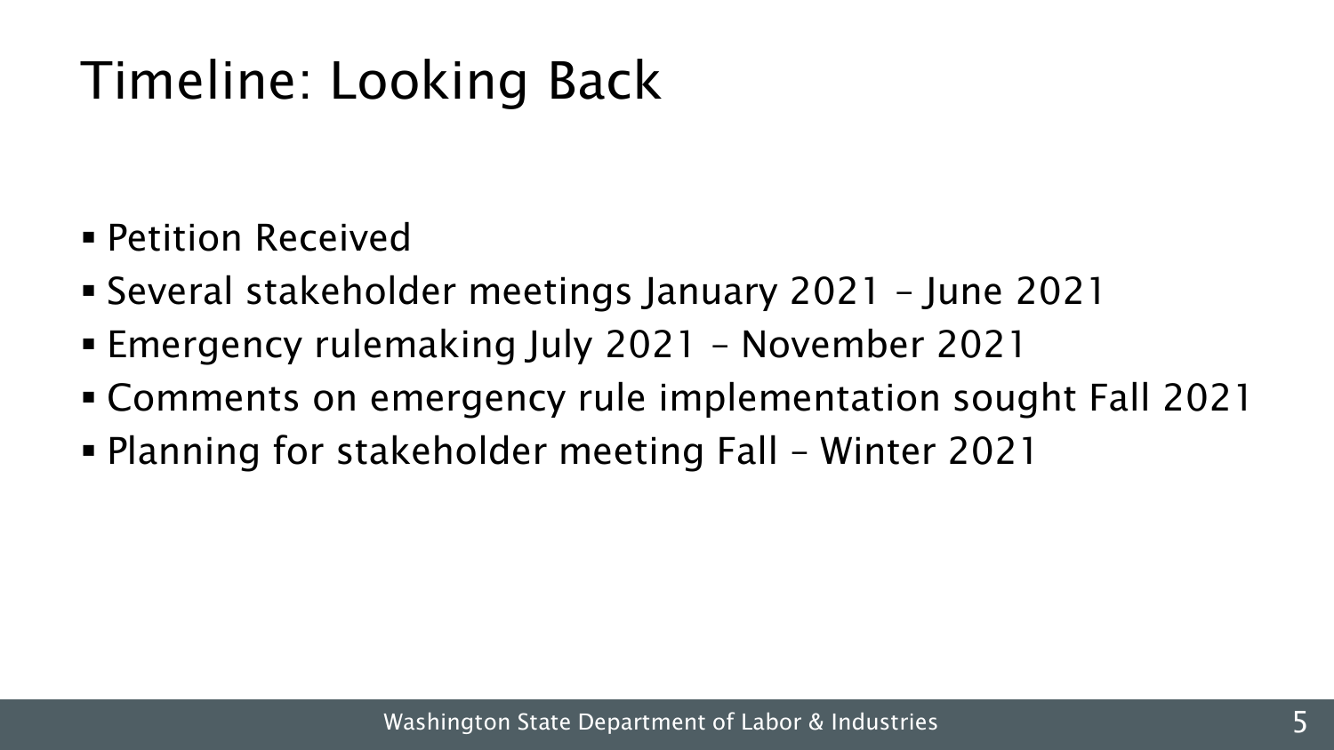# Timeline: Looking Back

- Petition Received
- Several stakeholder meetings January 2021 – June 2021
- Emergency rulemaking July 2021 – November 2021
- Comments on emergency rule implementation sought Fall 2021
- Planning for stakeholder meeting Fall – Winter 2021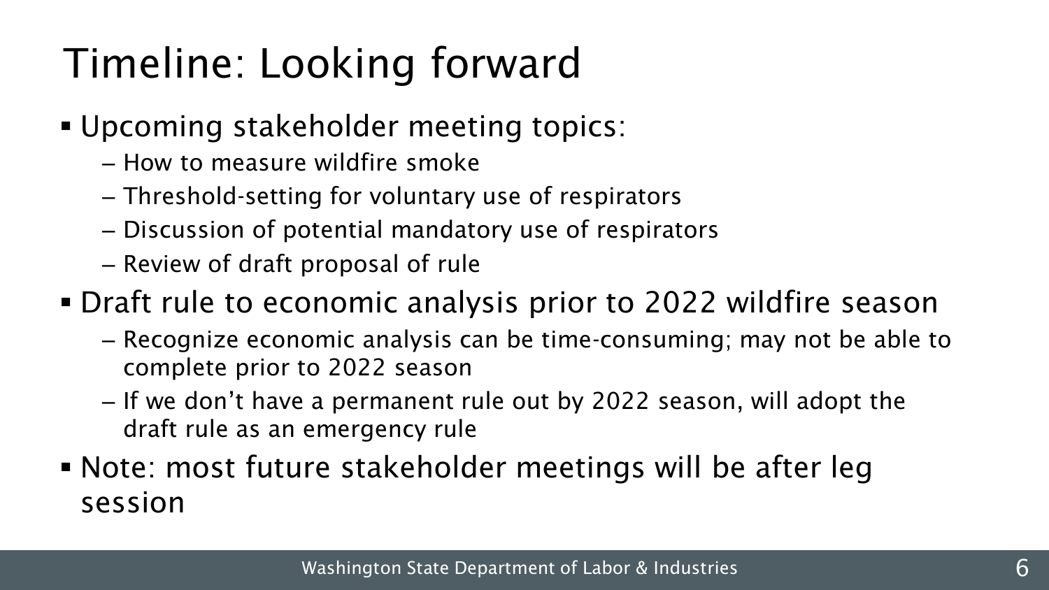# Timeline: Looking forward

- Upcoming stakeholder meeting topics:
  - How to measure wildfire smoke
  - Threshold-setting for voluntary use of respirators
  - Discussion of potential mandatory use of respirators
  - Review of draft proposal of rule
- Draft rule to economic analysis prior to 2022 wildfire season
  - Recognize economic analysis can be time-consuming; may not be able to complete prior to 2022 season
  - If we don't have a permanent rule out by 2022 season, will adopt the draft rule as an emergency rule
- Note: most future stakeholder meetings will be after leg session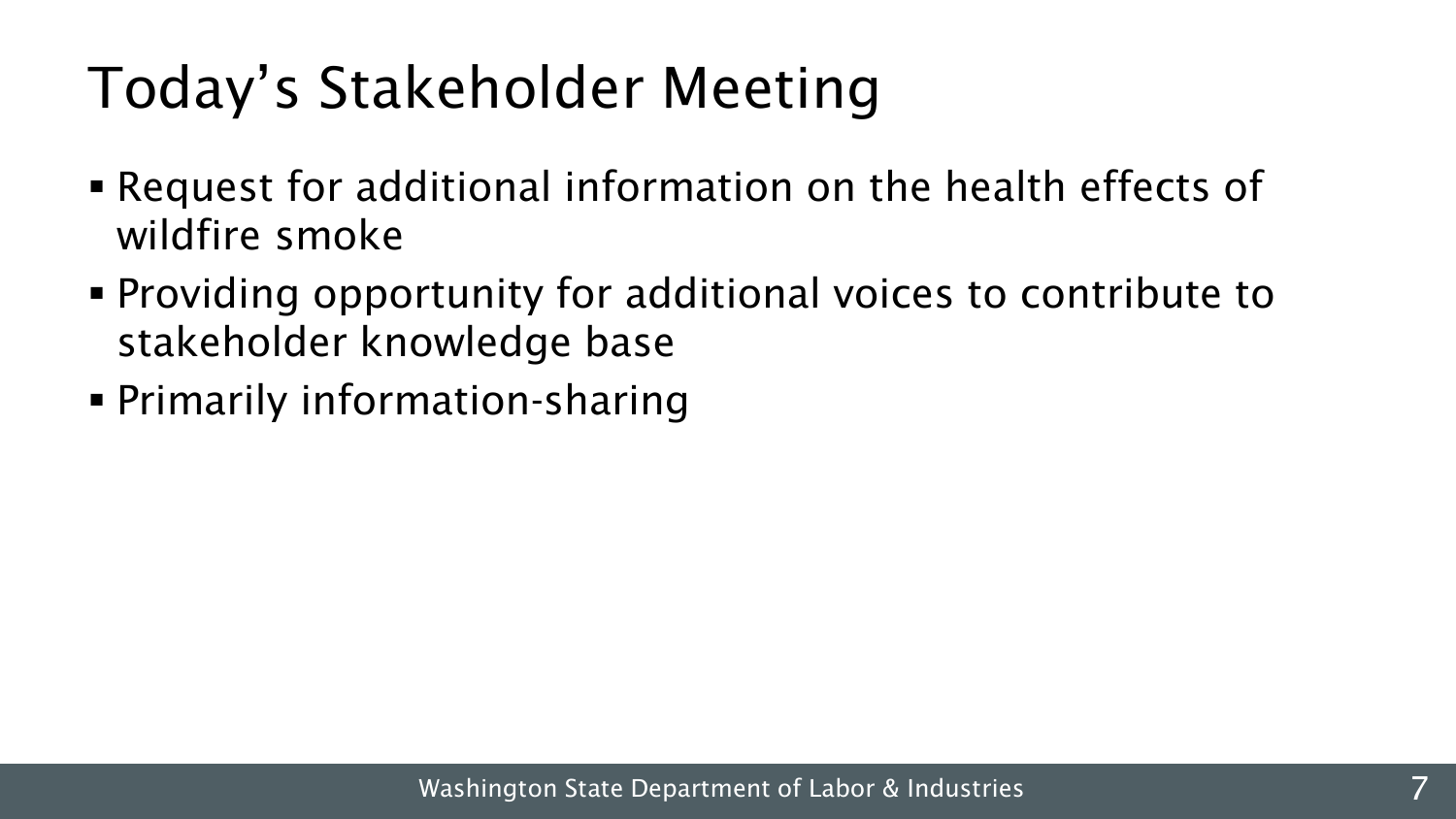# Today's Stakeholder Meeting

- Request for additional information on the health effects of wildfire smoke
- Providing opportunity for additional voices to contribute to stakeholder knowledge base
- Primarily information-sharing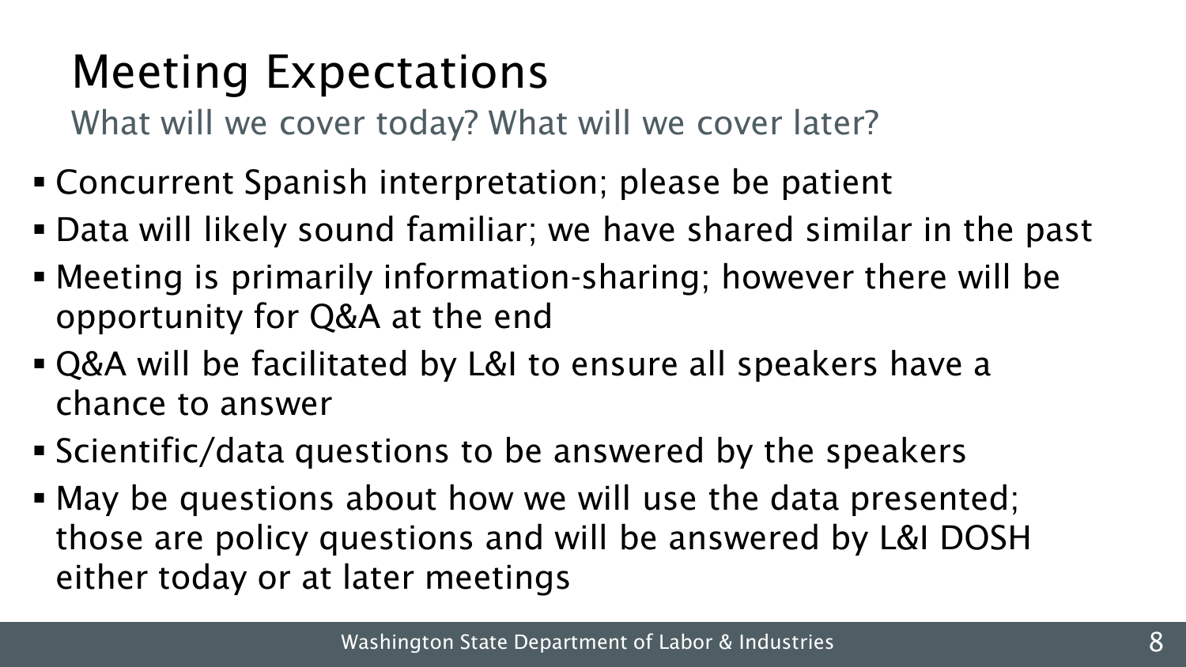# Meeting Expectations

What will we cover today? What will we cover later?

- Concurrent Spanish interpretation; please be patient
- Data will likely sound familiar; we have shared similar in the past
- Meeting is primarily information-sharing; however there will be opportunity for Q&A at the end
- Q&A will be facilitated by L&I to ensure all speakers have a chance to answer
- Scientific/data questions to be answered by the speakers
- May be questions about how we will use the data presented; those are policy questions and will be answered by L&I DOSH either today or at later meetings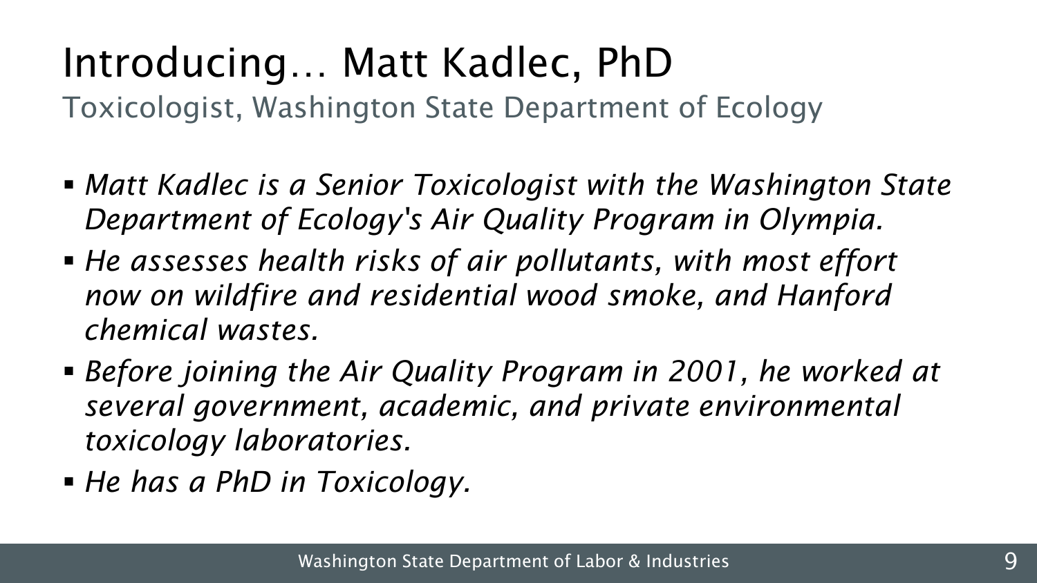# Introducing… Matt Kadlec, PhD

Toxicologist, Washington State Department of Ecology

- *Matt Kadlec is a Senior Toxicologist with the Washington State Department of Ecology's Air Quality Program in Olympia.*
- *He assesses health risks of air pollutants, with most effort now on wildfire and residential wood smoke, and Hanford chemical wastes.*
- *Before joining the Air Quality Program in 2001, he worked at several government, academic, and private environmental toxicology laboratories.*
- *He has a PhD in Toxicology.*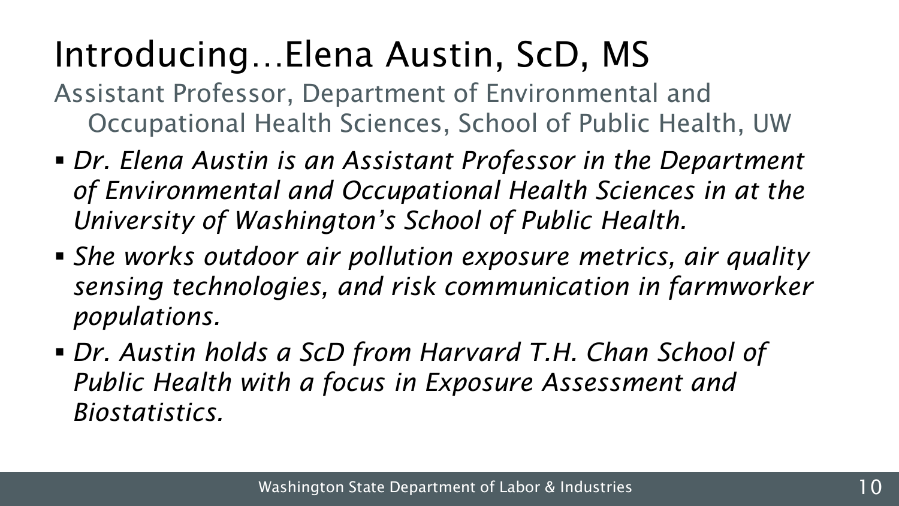# Introducing…Elena Austin, ScD, MS

Assistant Professor, Department of Environmental and Occupational Health Sciences, School of Public Health, UW

- *Dr. Elena Austin is an Assistant Professor in the Department of Environmental and Occupational Health Sciences in at the University of Washington's School of Public Health.*
- *She works outdoor air pollution exposure metrics, air quality sensing technologies, and risk communication in farmworker populations.*
- *Dr. Austin holds a ScD from Harvard T.H. Chan School of Public Health with a focus in Exposure Assessment and Biostatistics.*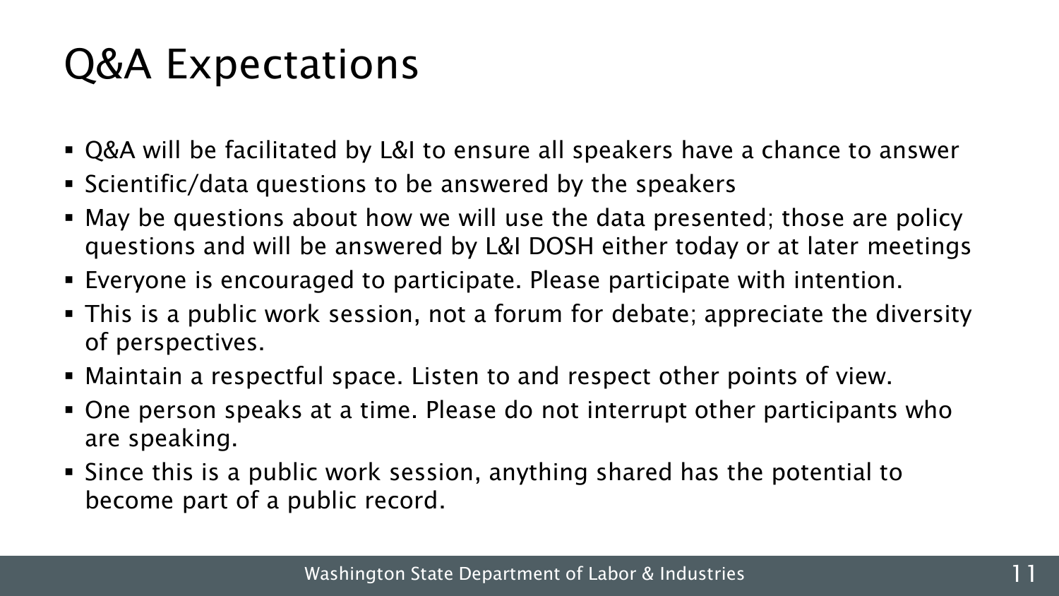# Q&A Expectations

- Q&A will be facilitated by L&I to ensure all speakers have a chance to answer
- Scientific/data questions to be answered by the speakers
- May be questions about how we will use the data presented; those are policy questions and will be answered by L&I DOSH either today or at later meetings
- Everyone is encouraged to participate. Please participate with intention.
- This is a public work session, not a forum for debate; appreciate the diversity of perspectives.
- Maintain a respectful space. Listen to and respect other points of view.
- One person speaks at a time. Please do not interrupt other participants who are speaking.
- Since this is a public work session, anything shared has the potential to become part of a public record.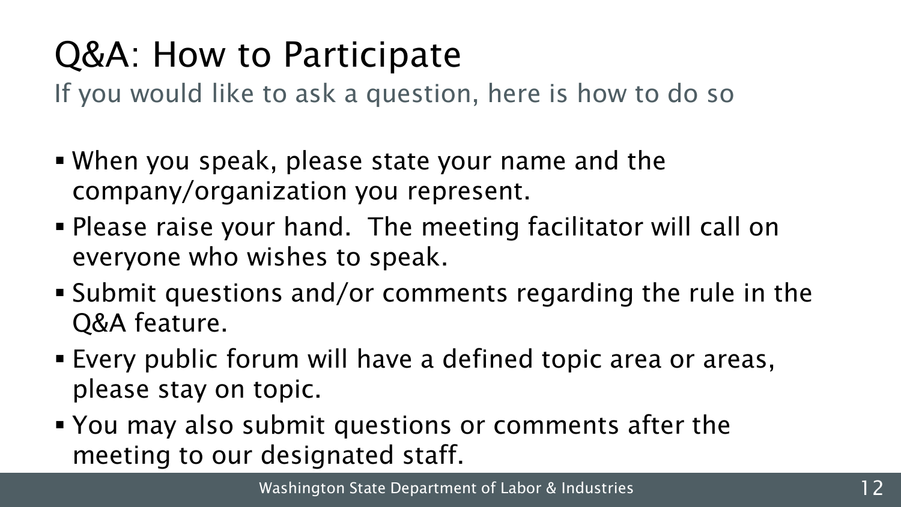# Q&A: How to Participate

If you would like to ask a question, here is how to do so

- When you speak, please state your name and the company/organization you represent.
- Please raise your hand. The meeting facilitator will call on everyone who wishes to speak.
- Submit questions and/or comments regarding the rule in the Q&A feature.
- Every public forum will have a defined topic area or areas, please stay on topic.
- You may also submit questions or comments after the meeting to our designated staff.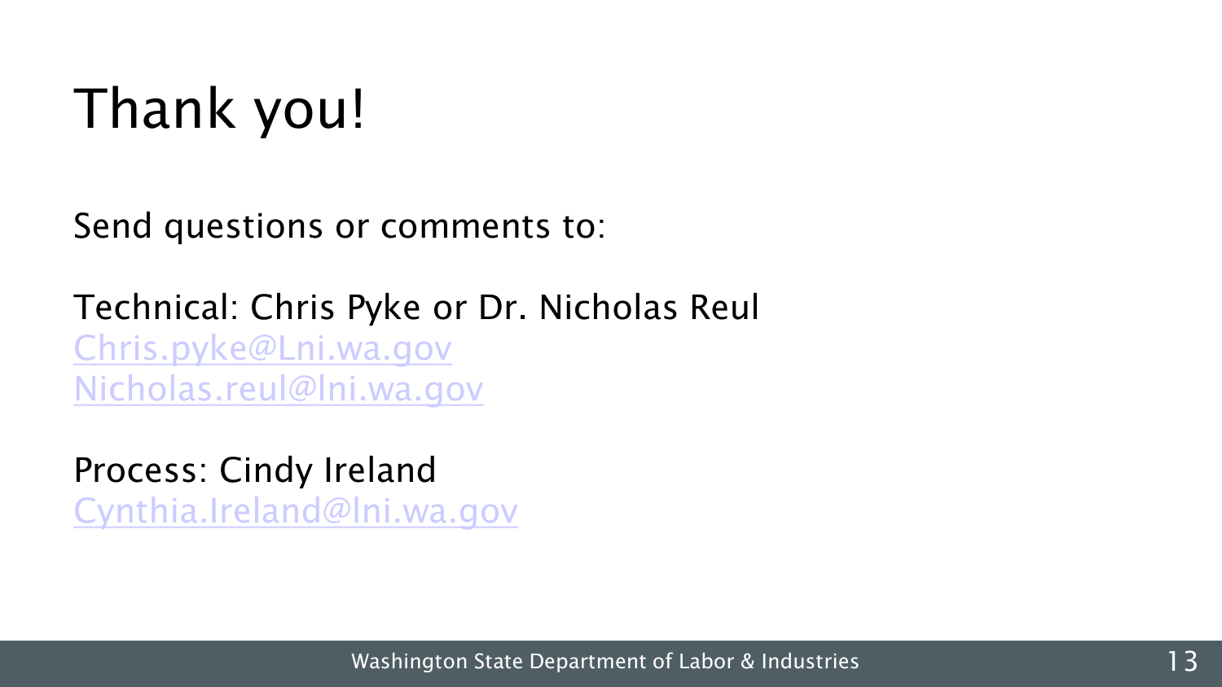# Thank you!

Send questions or comments to:

Technical: Chris Pyke or Dr. Nicholas Reul
Chris.pyke@Lni.wa.gov
Nicholas.reul@lni.wa.gov

Process: Cindy Ireland
Cynthia.Ireland@lni.wa.gov